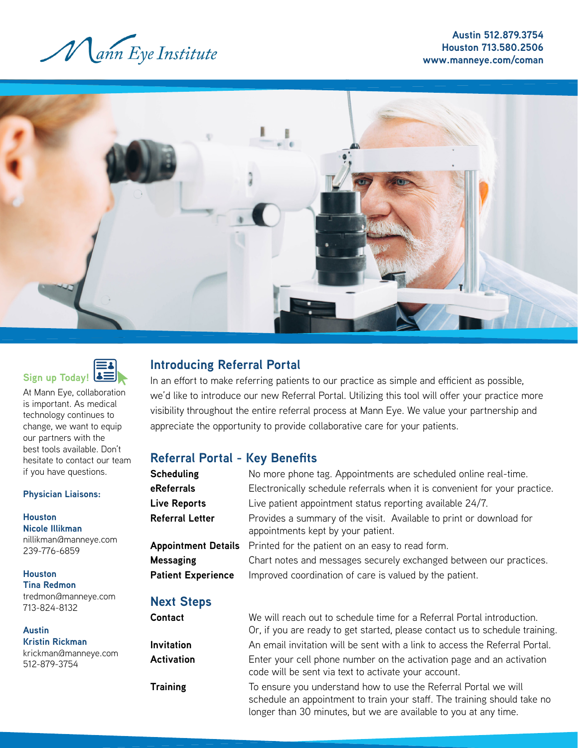Mann Eye Institute

Austin 512.879.3754
Houston 713.580.2506
www.manneye.com/coman

## Introducing Referral Portal

In an effort to make referring patients to our practice as simple and efficient as possible, we'd like to introduce our new Referral Portal. Utilizing this tool will offer your practice more visibility throughout the entire referral process at Mann Eye. We value your partnership and appreciate the opportunity to provide collaborative care for your patients.

## Referral Portal - Key Benefits

| | |
|---|---|
| **Scheduling** | No more phone tag. Appointments are scheduled online real-time. |
| **eReferrals** | Electronically schedule referrals when it is convenient for your practice. |
| **Live Reports** | Live patient appointment status reporting available 24/7. |
| **Referral Letter** | Provides a summary of the visit. Available to print or download for appointments kept by your patient. |
| **Appointment Details** | Printed for the patient on an easy to read form. |
| **Messaging** | Chart notes and messages securely exchanged between our practices. |
| **Patient Experience** | Improved coordination of care is valued by the patient. |

## Next Steps

| | |
|---|---|
| **Contact** | We will reach out to schedule time for a Referral Portal introduction. Or, if you are ready to get started, please contact us to schedule training. |
| **Invitation** | An email invitation will be sent with a link to access the Referral Portal. |
| **Activation** | Enter your cell phone number on the activation page and an activation code will be sent via text to activate your account. |
| **Training** | To ensure you understand how to use the Referral Portal we will schedule an appointment to train your staff. The training should take no longer than 30 minutes, but we are available to you at any time. |

### Sign up Today!

At Mann Eye, collaboration is important. As medical technology continues to change, we want to equip our partners with the best tools available. Don't hesitate to contact our team if you have questions.

**Physician Liaisons:**

**Houston**
**Nicole Illikman**
nillikman@manneye.com
239-776-6859

**Houston**
**Tina Redmon**
tredmon@manneye.com
713-824-8132

**Austin**
**Kristin Rickman**
krickman@manneye.com
512-879-3754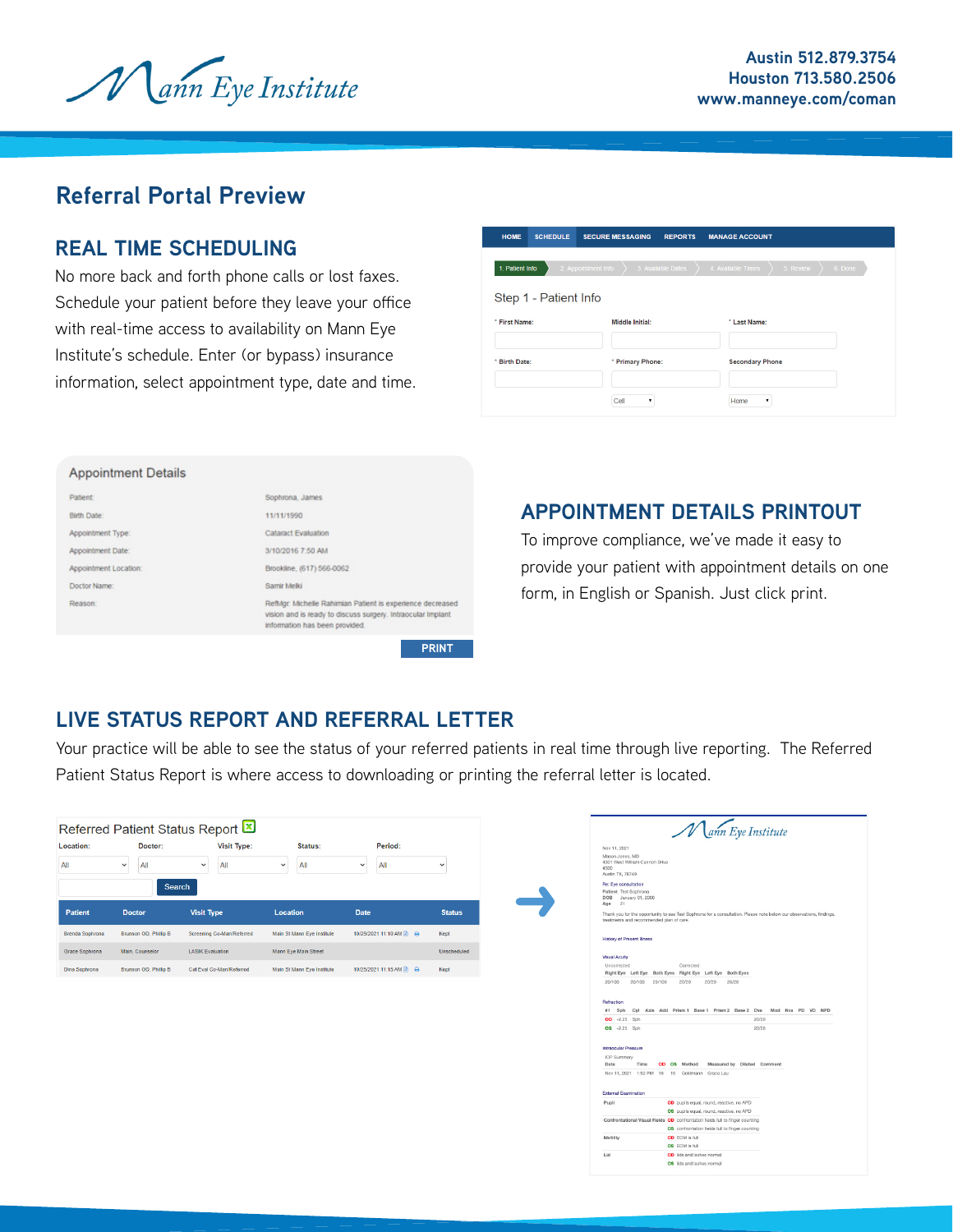Mann Eye Institute

Austin 512.879.3754
Houston 713.580.2506
www.manneye.com/coman

# Referral Portal Preview

## REAL TIME SCHEDULING

No more back and forth phone calls or lost faxes. Schedule your patient before they leave your office with real-time access to availability on Mann Eye Institute's schedule. Enter (or bypass) insurance information, select appointment type, date and time.

HOME | SCHEDULE | SECURE MESSAGING | REPORTS | MANAGE ACCOUNT

1. Patient Info > 2. Appointment Info > 3. Available Dates > 4. Available Times > 5. Review > 6. Done

Step 1 - Patient Info

* First Name: | Middle Initial: | * Last Name:

* Birth Date: | * Primary Phone: | Secondary Phone

Cell | Home

Appointment Details

| | |
|---|---|
| Patient: | Sophrona, James |
| Birth Date: | 11/11/1990 |
| Appointment Type: | Cataract Evaluation |
| Appointment Date: | 3/10/2016 7:50 AM |
| Appointment Location: | Brookline, (617) 566-0062 |
| Doctor Name: | Samir Melki |
| Reason: | RefMgr: Michelle Rahimian Patient is experience decreased vision and is ready to discuss surgery. Intraocular Implant information has been provided. |

PRINT

## APPOINTMENT DETAILS PRINTOUT

To improve compliance, we've made it easy to provide your patient with appointment details on one form, in English or Spanish. Just click print.

## LIVE STATUS REPORT AND REFERRAL LETTER

Your practice will be able to see the status of your referred patients in real time through live reporting. The Referred Patient Status Report is where access to downloading or printing the referral letter is located.

Referred Patient Status Report

Location: All | Doctor: All | Visit Type: All | Status: All | Period: All

Search

| Patient | Doctor | Visit Type | Location | Date | Status |
|---|---|---|---|---|---|
| Brenda Sophrona | Brunson OD, Phillip B | Screening Co-Man/Referred | Main St Mann Eye Institute | 10/29/2021 11:10 AM | Kept |
| Grace Sophrona | Main, Counselor | LASIK Evaluation | Mann Eye Main Street | | Unscheduled |
| Dina Sophrona | Brunson OD, Phillip B | Cat Eval Co-Man/Referred | Main St Mann Eye Institute | 10/25/2021 11:15 AM | Kept |